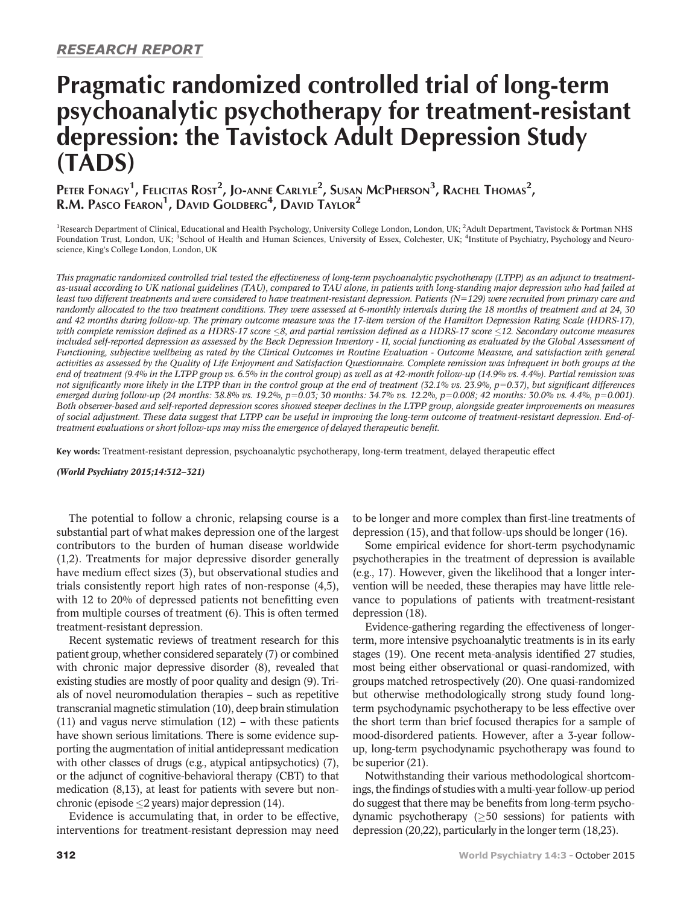RESEARCH REPORT

# Pragmatic randomized controlled trial of long-term psychoanalytic psychotherapy for treatment-resistant depression: the Tavistock Adult Depression Study (TADS)

Peter Fonagy[1], Felicitas Rost[2], Jo-anne Carlyle[2], Susan McPherson[3], Rachel Thomas[2], R.M. Pasco Fearon[1], David Goldberg[4], David Taylor[2]

[1]Research Department of Clinical, Educational and Health Psychology, University College London, London, UK; [2]Adult Department, Tavistock & Portman NHS Foundation Trust, London, UK; [3]School of Health and Human Sciences, University of Essex, Colchester, UK; [4]Institute of Psychiatry, Psychology and Neuroscience, King's College London, London, UK

*This pragmatic randomized controlled trial tested the effectiveness of long-term psychoanalytic psychotherapy (LTPP) as an adjunct to treatment-as-usual according to UK national guidelines (TAU), compared to TAU alone, in patients with long-standing major depression who had failed at least two different treatments and were considered to have treatment-resistant depression. Patients (N=129) were recruited from primary care and randomly allocated to the two treatment conditions. They were assessed at 6-monthly intervals during the 18 months of treatment and at 24, 30 and 42 months during follow-up. The primary outcome measure was the 17-item version of the Hamilton Depression Rating Scale (HDRS-17), with complete remission defined as a HDRS-17 score ≤8, and partial remission defined as a HDRS-17 score ≤12. Secondary outcome measures included self-reported depression as assessed by the Beck Depression Inventory - II, social functioning as evaluated by the Global Assessment of Functioning, subjective wellbeing as rated by the Clinical Outcomes in Routine Evaluation - Outcome Measure, and satisfaction with general activities as assessed by the Quality of Life Enjoyment and Satisfaction Questionnaire. Complete remission was infrequent in both groups at the end of treatment (9.4% in the LTPP group vs. 6.5% in the control group) as well as at 42-month follow-up (14.9% vs. 4.4%). Partial remission was not significantly more likely in the LTPP than in the control group at the end of treatment (32.1% vs. 23.9%, p=0.37), but significant differences emerged during follow-up (24 months: 38.8% vs. 19.2%, p=0.03; 30 months: 34.7% vs. 12.2%, p=0.008; 42 months: 30.0% vs. 4.4%, p=0.001). Both observer-based and self-reported depression scores showed steeper declines in the LTPP group, alongside greater improvements on measures of social adjustment. These data suggest that LTPP can be useful in improving the long-term outcome of treatment-resistant depression. End-of-treatment evaluations or short follow-ups may miss the emergence of delayed therapeutic benefit.*

**Key words:** Treatment-resistant depression, psychoanalytic psychotherapy, long-term treatment, delayed therapeutic effect

***(World Psychiatry 2015;14:312–321)***

The potential to follow a chronic, relapsing course is a substantial part of what makes depression one of the largest contributors to the burden of human disease worldwide (1,2). Treatments for major depressive disorder generally have medium effect sizes (3), but observational studies and trials consistently report high rates of non-response (4,5), with 12 to 20% of depressed patients not benefitting even from multiple courses of treatment (6). This is often termed treatment-resistant depression.

Recent systematic reviews of treatment research for this patient group, whether considered separately (7) or combined with chronic major depressive disorder (8), revealed that existing studies are mostly of poor quality and design (9). Trials of novel neuromodulation therapies – such as repetitive transcranial magnetic stimulation (10), deep brain stimulation (11) and vagus nerve stimulation (12) – with these patients have shown serious limitations. There is some evidence supporting the augmentation of initial antidepressant medication with other classes of drugs (e.g., atypical antipsychotics) (7), or the adjunct of cognitive-behavioral therapy (CBT) to that medication (8,13), at least for patients with severe but non-chronic (episode ≤2 years) major depression (14).

Evidence is accumulating that, in order to be effective, interventions for treatment-resistant depression may need to be longer and more complex than first-line treatments of depression (15), and that follow-ups should be longer (16).

Some empirical evidence for short-term psychodynamic psychotherapies in the treatment of depression is available (e.g., 17). However, given the likelihood that a longer intervention will be needed, these therapies may have little relevance to populations of patients with treatment-resistant depression (18).

Evidence-gathering regarding the effectiveness of longer-term, more intensive psychoanalytic treatments is in its early stages (19). One recent meta-analysis identified 27 studies, most being either observational or quasi-randomized, with groups matched retrospectively (20). One quasi-randomized but otherwise methodologically strong study found long-term psychodynamic psychotherapy to be less effective over the short term than brief focused therapies for a sample of mood-disordered patients. However, after a 3-year follow-up, long-term psychodynamic psychotherapy was found to be superior (21).

Notwithstanding their various methodological shortcomings, the findings of studies with a multi-year follow-up period do suggest that there may be benefits from long-term psychodynamic psychotherapy (≥50 sessions) for patients with depression (20,22), particularly in the longer term (18,23).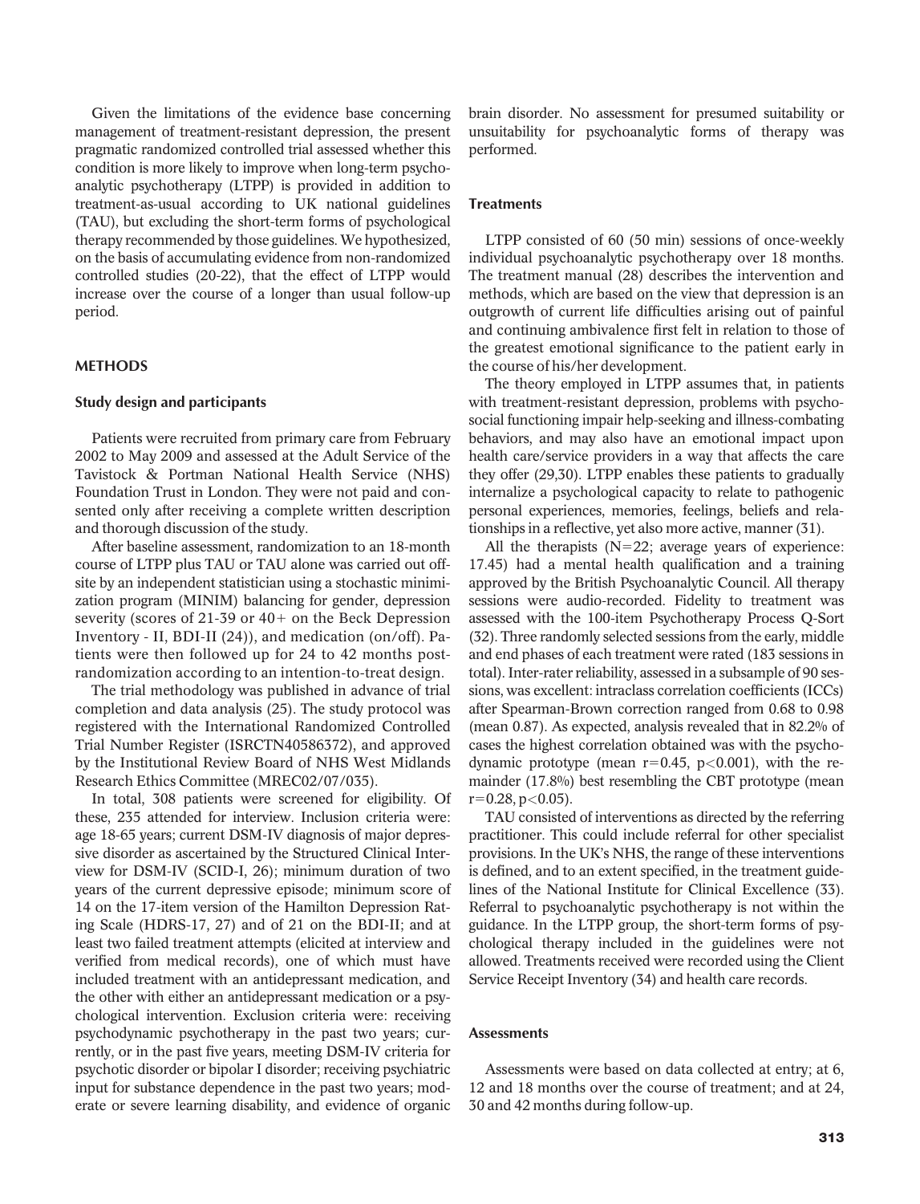Given the limitations of the evidence base concerning management of treatment-resistant depression, the present pragmatic randomized controlled trial assessed whether this condition is more likely to improve when long-term psychoanalytic psychotherapy (LTPP) is provided in addition to treatment-as-usual according to UK national guidelines (TAU), but excluding the short-term forms of psychological therapy recommended by those guidelines. We hypothesized, on the basis of accumulating evidence from non-randomized controlled studies (20-22), that the effect of LTPP would increase over the course of a longer than usual follow-up period.

## METHODS

### Study design and participants

Patients were recruited from primary care from February 2002 to May 2009 and assessed at the Adult Service of the Tavistock & Portman National Health Service (NHS) Foundation Trust in London. They were not paid and consented only after receiving a complete written description and thorough discussion of the study.

After baseline assessment, randomization to an 18-month course of LTPP plus TAU or TAU alone was carried out off-site by an independent statistician using a stochastic minimization program (MINIM) balancing for gender, depression severity (scores of 21-39 or 40+ on the Beck Depression Inventory - II, BDI-II (24)), and medication (on/off). Patients were then followed up for 24 to 42 months post-randomization according to an intention-to-treat design.

The trial methodology was published in advance of trial completion and data analysis (25). The study protocol was registered with the International Randomized Controlled Trial Number Register (ISRCTN40586372), and approved by the Institutional Review Board of NHS West Midlands Research Ethics Committee (MREC02/07/035).

In total, 308 patients were screened for eligibility. Of these, 235 attended for interview. Inclusion criteria were: age 18-65 years; current DSM-IV diagnosis of major depressive disorder as ascertained by the Structured Clinical Interview for DSM-IV (SCID-I, 26); minimum duration of two years of the current depressive episode; minimum score of 14 on the 17-item version of the Hamilton Depression Rating Scale (HDRS-17, 27) and of 21 on the BDI-II; and at least two failed treatment attempts (elicited at interview and verified from medical records), one of which must have included treatment with an antidepressant medication, and the other with either an antidepressant medication or a psychological intervention. Exclusion criteria were: receiving psychodynamic psychotherapy in the past two years; currently, or in the past five years, meeting DSM-IV criteria for psychotic disorder or bipolar I disorder; receiving psychiatric input for substance dependence in the past two years; moderate or severe learning disability, and evidence of organic brain disorder. No assessment for presumed suitability or unsuitability for psychoanalytic forms of therapy was performed.

### Treatments

LTPP consisted of 60 (50 min) sessions of once-weekly individual psychoanalytic psychotherapy over 18 months. The treatment manual (28) describes the intervention and methods, which are based on the view that depression is an outgrowth of current life difficulties arising out of painful and continuing ambivalence first felt in relation to those of the greatest emotional significance to the patient early in the course of his/her development.

The theory employed in LTPP assumes that, in patients with treatment-resistant depression, problems with psychosocial functioning impair help-seeking and illness-combating behaviors, and may also have an emotional impact upon health care/service providers in a way that affects the care they offer (29,30). LTPP enables these patients to gradually internalize a psychological capacity to relate to pathogenic personal experiences, memories, feelings, beliefs and relationships in a reflective, yet also more active, manner (31).

All the therapists ($N=22$; average years of experience: 17.45) had a mental health qualification and a training approved by the British Psychoanalytic Council. All therapy sessions were audio-recorded. Fidelity to treatment was assessed with the 100-item Psychotherapy Process Q-Sort (32). Three randomly selected sessions from the early, middle and end phases of each treatment were rated (183 sessions in total). Inter-rater reliability, assessed in a subsample of 90 sessions, was excellent: intraclass correlation coefficients (ICCs) after Spearman-Brown correction ranged from 0.68 to 0.98 (mean 0.87). As expected, analysis revealed that in 82.2% of cases the highest correlation obtained was with the psychodynamic prototype (mean $r=0.45$, $p<0.001$), with the remainder (17.8%) best resembling the CBT prototype (mean $r=0.28$, $p<0.05$).

TAU consisted of interventions as directed by the referring practitioner. This could include referral for other specialist provisions. In the UK's NHS, the range of these interventions is defined, and to an extent specified, in the treatment guidelines of the National Institute for Clinical Excellence (33). Referral to psychoanalytic psychotherapy is not within the guidance. In the LTPP group, the short-term forms of psychological therapy included in the guidelines were not allowed. Treatments received were recorded using the Client Service Receipt Inventory (34) and health care records.

### Assessments

Assessments were based on data collected at entry; at 6, 12 and 18 months over the course of treatment; and at 24, 30 and 42 months during follow-up.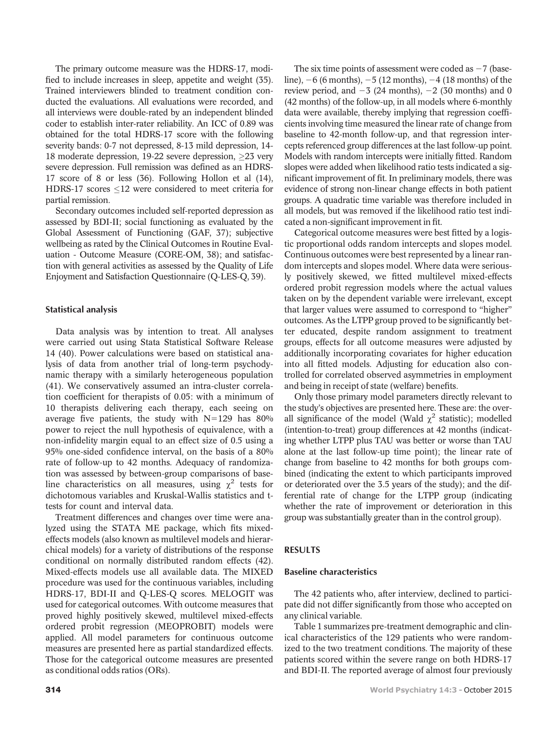The primary outcome measure was the HDRS-17, modified to include increases in sleep, appetite and weight (35). Trained interviewers blinded to treatment condition conducted the evaluations. All evaluations were recorded, and all interviews were double-rated by an independent blinded coder to establish inter-rater reliability. An ICC of 0.89 was obtained for the total HDRS-17 score with the following severity bands: 0-7 not depressed, 8-13 mild depression, 14-18 moderate depression, 19-22 severe depression, ≥23 very severe depression. Full remission was defined as an HDRS-17 score of 8 or less (36). Following Hollon et al (14), HDRS-17 scores ≤12 were considered to meet criteria for partial remission.

Secondary outcomes included self-reported depression as assessed by BDI-II; social functioning as evaluated by the Global Assessment of Functioning (GAF, 37); subjective wellbeing as rated by the Clinical Outcomes in Routine Evaluation - Outcome Measure (CORE-OM, 38); and satisfaction with general activities as assessed by the Quality of Life Enjoyment and Satisfaction Questionnaire (Q-LES-Q, 39).

### Statistical analysis

Data analysis was by intention to treat. All analyses were carried out using Stata Statistical Software Release 14 (40). Power calculations were based on statistical analysis of data from another trial of long-term psychodynamic therapy with a similarly heterogeneous population (41). We conservatively assumed an intra-cluster correlation coefficient for therapists of 0.05: with a minimum of 10 therapists delivering each therapy, each seeing on average five patients, the study with N=129 has 80% power to reject the null hypothesis of equivalence, with a non-infidelity margin equal to an effect size of 0.5 using a 95% one-sided confidence interval, on the basis of a 80% rate of follow-up to 42 months. Adequacy of randomization was assessed by between-group comparisons of baseline characteristics on all measures, using $\chi^2$ tests for dichotomous variables and Kruskal-Wallis statistics and t-tests for count and interval data.

Treatment differences and changes over time were analyzed using the STATA ME package, which fits mixed-effects models (also known as multilevel models and hierarchical models) for a variety of distributions of the response conditional on normally distributed random effects (42). Mixed-effects models use all available data. The MIXED procedure was used for the continuous variables, including HDRS-17, BDI-II and Q-LES-Q scores. MELOGIT was used for categorical outcomes. With outcome measures that proved highly positively skewed, multilevel mixed-effects ordered probit regression (MEOPROBIT) models were applied. All model parameters for continuous outcome measures are presented here as partial standardized effects. Those for the categorical outcome measures are presented as conditional odds ratios (ORs).

The six time points of assessment were coded as −7 (baseline), −6 (6 months), −5 (12 months), −4 (18 months) of the review period, and −3 (24 months), −2 (30 months) and 0 (42 months) of the follow-up, in all models where 6-monthly data were available, thereby implying that regression coefficients involving time measured the linear rate of change from baseline to 42-month follow-up, and that regression intercepts referenced group differences at the last follow-up point. Models with random intercepts were initially fitted. Random slopes were added when likelihood ratio tests indicated a significant improvement of fit. In preliminary models, there was evidence of strong non-linear change effects in both patient groups. A quadratic time variable was therefore included in all models, but was removed if the likelihood ratio test indicated a non-significant improvement in fit.

Categorical outcome measures were best fitted by a logistic proportional odds random intercepts and slopes model. Continuous outcomes were best represented by a linear random intercepts and slopes model. Where data were seriously positively skewed, we fitted multilevel mixed-effects ordered probit regression models where the actual values taken on by the dependent variable were irrelevant, except that larger values were assumed to correspond to "higher" outcomes. As the LTPP group proved to be significantly better educated, despite random assignment to treatment groups, effects for all outcome measures were adjusted by additionally incorporating covariates for higher education into all fitted models. Adjusting for education also controlled for correlated observed asymmetries in employment and being in receipt of state (welfare) benefits.

Only those primary model parameters directly relevant to the study's objectives are presented here. These are: the overall significance of the model (Wald $\chi^2$ statistic); modelled (intention-to-treat) group differences at 42 months (indicating whether LTPP plus TAU was better or worse than TAU alone at the last follow-up time point); the linear rate of change from baseline to 42 months for both groups combined (indicating the extent to which participants improved or deteriorated over the 3.5 years of the study); and the differential rate of change for the LTPP group (indicating whether the rate of improvement or deterioration in this group was substantially greater than in the control group).

## RESULTS

### Baseline characteristics

The 42 patients who, after interview, declined to participate did not differ significantly from those who accepted on any clinical variable.

Table 1 summarizes pre-treatment demographic and clinical characteristics of the 129 patients who were randomized to the two treatment conditions. The majority of these patients scored within the severe range on both HDRS-17 and BDI-II. The reported average of almost four previously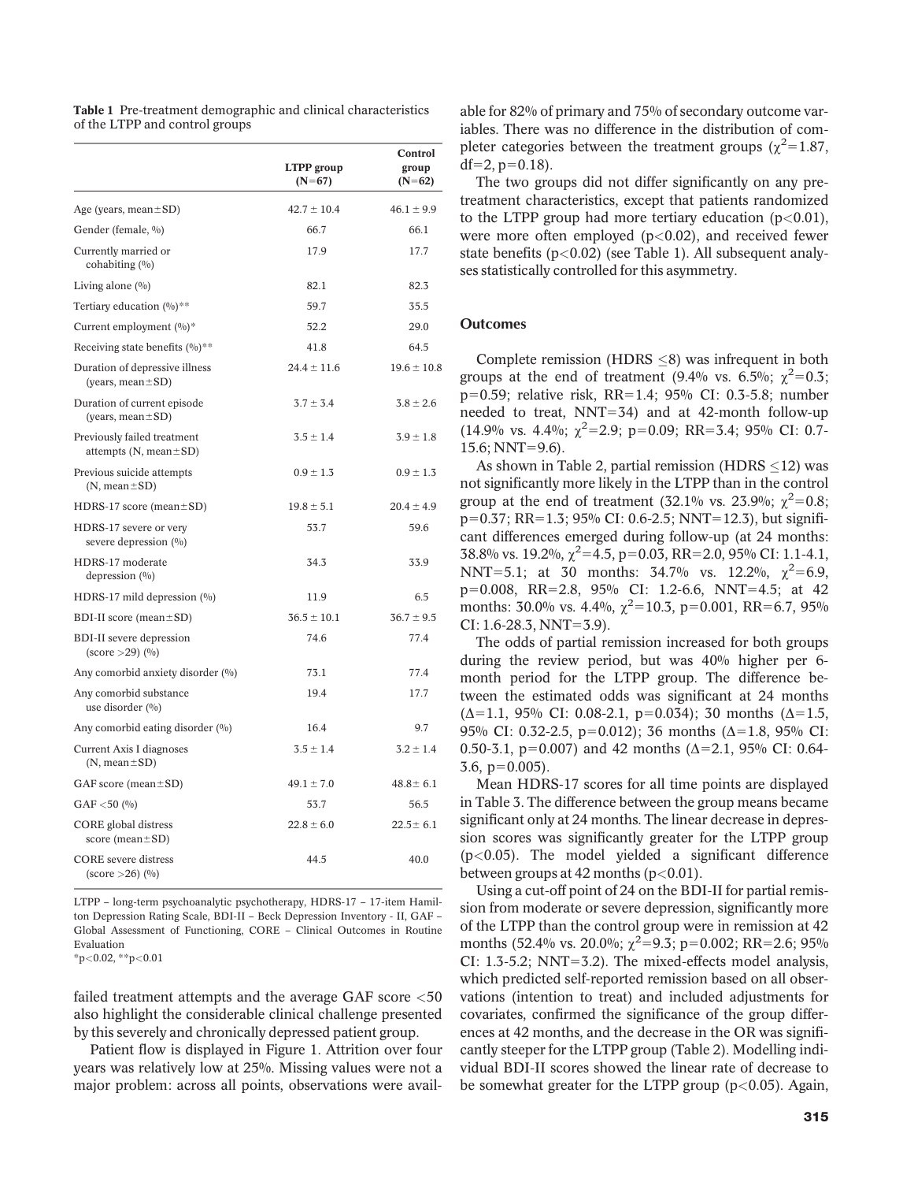**Table 1** Pre-treatment demographic and clinical characteristics of the LTPP and control groups

| | LTPP group (N=67) | Control group (N=62) |
|---|---|---|
| Age (years, mean±SD) | 42.7 ± 10.4 | 46.1 ± 9.9 |
| Gender (female, %) | 66.7 | 66.1 |
| Currently married or cohabiting (%) | 17.9 | 17.7 |
| Living alone (%) | 82.1 | 82.3 |
| Tertiary education (%)** | 59.7 | 35.5 |
| Current employment (%)* | 52.2 | 29.0 |
| Receiving state benefits (%)** | 41.8 | 64.5 |
| Duration of depressive illness (years, mean±SD) | 24.4 ± 11.6 | 19.6 ± 10.8 |
| Duration of current episode (years, mean±SD) | 3.7 ± 3.4 | 3.8 ± 2.6 |
| Previously failed treatment attempts (N, mean±SD) | 3.5 ± 1.4 | 3.9 ± 1.8 |
| Previous suicide attempts (N, mean±SD) | 0.9 ± 1.3 | 0.9 ± 1.3 |
| HDRS-17 score (mean±SD) | 19.8 ± 5.1 | 20.4 ± 4.9 |
| HDRS-17 severe or very severe depression (%) | 53.7 | 59.6 |
| HDRS-17 moderate depression (%) | 34.3 | 33.9 |
| HDRS-17 mild depression (%) | 11.9 | 6.5 |
| BDI-II score (mean±SD) | 36.5 ± 10.1 | 36.7 ± 9.5 |
| BDI-II severe depression (score >29) (%) | 74.6 | 77.4 |
| Any comorbid anxiety disorder (%) | 73.1 | 77.4 |
| Any comorbid substance use disorder (%) | 19.4 | 17.7 |
| Any comorbid eating disorder (%) | 16.4 | 9.7 |
| Current Axis I diagnoses (N, mean±SD) | 3.5 ± 1.4 | 3.2 ± 1.4 |
| GAF score (mean±SD) | 49.1 ± 7.0 | 48.8± 6.1 |
| GAF <50 (%) | 53.7 | 56.5 |
| CORE global distress score (mean±SD) | 22.8 ± 6.0 | 22.5± 6.1 |
| CORE severe distress (score >26) (%) | 44.5 | 40.0 |

LTPP – long-term psychoanalytic psychotherapy, HDRS-17 – 17-item Hamilton Depression Rating Scale, BDI-II – Beck Depression Inventory - II, GAF – Global Assessment of Functioning, CORE – Clinical Outcomes in Routine Evaluation

*p<0.02, **p<0.01

failed treatment attempts and the average GAF score <50 also highlight the considerable clinical challenge presented by this severely and chronically depressed patient group.

Patient flow is displayed in Figure 1. Attrition over four years was relatively low at 25%. Missing values were not a major problem: across all points, observations were available for 82% of primary and 75% of secondary outcome variables. There was no difference in the distribution of completer categories between the treatment groups ($\chi^2$=1.87, df=2, p=0.18).

The two groups did not differ significantly on any pre-treatment characteristics, except that patients randomized to the LTPP group had more tertiary education (p<0.01), were more often employed (p<0.02), and received fewer state benefits (p<0.02) (see Table 1). All subsequent analyses statistically controlled for this asymmetry.

## Outcomes

Complete remission (HDRS ≤8) was infrequent in both groups at the end of treatment (9.4% vs. 6.5%; $\chi^2$=0.3; p=0.59; relative risk, RR=1.4; 95% CI: 0.3-5.8; number needed to treat, NNT=34) and at 42-month follow-up (14.9% vs. 4.4%; $\chi^2$=2.9; p=0.09; RR=3.4; 95% CI: 0.7-15.6; NNT=9.6).

As shown in Table 2, partial remission (HDRS ≤12) was not significantly more likely in the LTPP than in the control group at the end of treatment (32.1% vs. 23.9%; $\chi^2$=0.8; p=0.37; RR=1.3; 95% CI: 0.6-2.5; NNT=12.3), but significant differences emerged during follow-up (at 24 months: 38.8% vs. 19.2%, $\chi^2$=4.5, p=0.03, RR=2.0, 95% CI: 1.1-4.1, NNT=5.1; at 30 months: 34.7% vs. 12.2%, $\chi^2$=6.9, p=0.008, RR=2.8, 95% CI: 1.2-6.6, NNT=4.5; at 42 months: 30.0% vs. 4.4%, $\chi^2$=10.3, p=0.001, RR=6.7, 95% CI: 1.6-28.3, NNT=3.9).

The odds of partial remission increased for both groups during the review period, but was 40% higher per 6-month period for the LTPP group. The difference between the estimated odds was significant at 24 months (Δ=1.1, 95% CI: 0.08-2.1, p=0.034); 30 months (Δ=1.5, 95% CI: 0.32-2.5, p=0.012); 36 months (Δ=1.8, 95% CI: 0.50-3.1, p=0.007) and 42 months (Δ=2.1, 95% CI: 0.64-3.6, p=0.005).

Mean HDRS-17 scores for all time points are displayed in Table 3. The difference between the group means became significant only at 24 months. The linear decrease in depression scores was significantly greater for the LTPP group (p<0.05). The model yielded a significant difference between groups at 42 months (p<0.01).

Using a cut-off point of 24 on the BDI-II for partial remission from moderate or severe depression, significantly more of the LTPP than the control group were in remission at 42 months (52.4% vs. 20.0%; $\chi^2$=9.3; p=0.002; RR=2.6; 95% CI: 1.3-5.2; NNT=3.2). The mixed-effects model analysis, which predicted self-reported remission based on all observations (intention to treat) and included adjustments for covariates, confirmed the significance of the group differences at 42 months, and the decrease in the OR was significantly steeper for the LTPP group (Table 2). Modelling individual BDI-II scores showed the linear rate of decrease to be somewhat greater for the LTPP group (p<0.05). Again,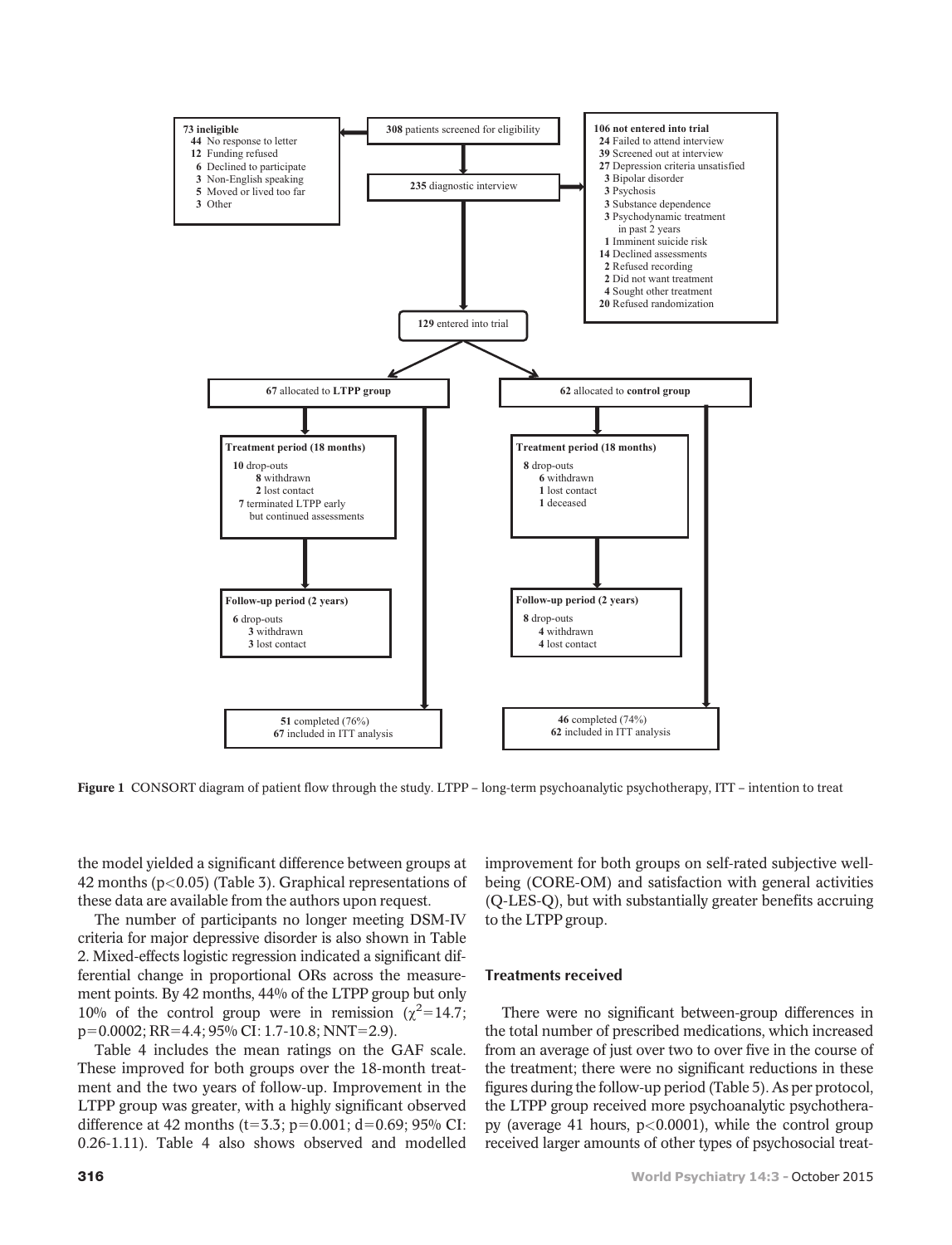**73** ineligible
- **44** No response to letter
- **12** Funding refused
- **6** Declined to participate
- **3** Non-English speaking
- **5** Moved or lived too far
- **3** Other

**308** patients screened for eligibility

**235** diagnostic interview

**106 not entered into trial**
- **24** Failed to attend interview
- **39** Screened out at interview
- **27** Depression criteria unsatisfied
- **3** Bipolar disorder
- **3** Psychosis
- **3** Substance dependence
- **3** Psychodynamic treatment in past 2 years
- **1** Imminent suicide risk
- **14** Declined assessments
- **2** Refused recording
- **2** Did not want treatment
- **4** Sought other treatment
- **20** Refused randomization

**129** entered into trial

**67** allocated to **LTPP group**

**Treatment period (18 months)**
- **10** drop-outs
  - **8** withdrawn
  - **2** lost contact
- **7** terminated LTPP early but continued assessments

**Follow-up period (2 years)**
- **6** drop-outs
  - **3** withdrawn
  - **3** lost contact

**51** completed (76%)
**67** included in ITT analysis

**62** allocated to **control group**

**Treatment period (18 months)**
- **8** drop-outs
  - **6** withdrawn
  - **1** lost contact
  - **1** deceased

**Follow-up period (2 years)**
- **8** drop-outs
  - **4** withdrawn
  - **4** lost contact

**46** completed (74%)
**62** included in ITT analysis

**Figure 1** CONSORT diagram of patient flow through the study. LTPP – long-term psychoanalytic psychotherapy, ITT – intention to treat

the model yielded a significant difference between groups at 42 months ($p<0.05$) (Table 3). Graphical representations of these data are available from the authors upon request.

The number of participants no longer meeting DSM-IV criteria for major depressive disorder is also shown in Table 2. Mixed-effects logistic regression indicated a significant differential change in proportional ORs across the measurement points. By 42 months, 44% of the LTPP group but only 10% of the control group were in remission ($\chi^2=14.7$; $p=0.0002$; RR=4.4; 95% CI: 1.7-10.8; NNT=2.9).

Table 4 includes the mean ratings on the GAF scale. These improved for both groups over the 18-month treatment and the two years of follow-up. Improvement in the LTPP group was greater, with a highly significant observed difference at 42 months ($t=3.3$; $p=0.001$; $d=0.69$; 95% CI: 0.26-1.11). Table 4 also shows observed and modelled improvement for both groups on self-rated subjective well-being (CORE-OM) and satisfaction with general activities (Q-LES-Q), but with substantially greater benefits accruing to the LTPP group.

## Treatments received

There were no significant between-group differences in the total number of prescribed medications, which increased from an average of just over two to over five in the course of the treatment; there were no significant reductions in these figures during the follow-up period (Table 5). As per protocol, the LTPP group received more psychoanalytic psychotherapy (average 41 hours, $p<0.0001$), while the control group received larger amounts of other types of psychosocial treat-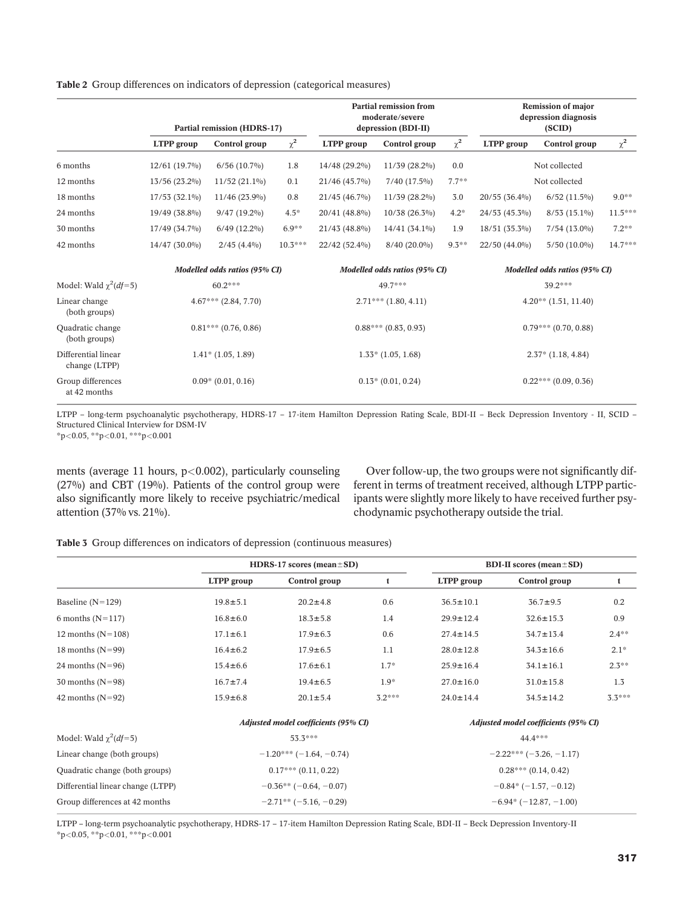**Table 2** Group differences on indicators of depression (categorical measures)

| | Partial remission (HDRS-17) | | | Partial remission from moderate/severe depression (BDI-II) | | | Remission of major depression diagnosis (SCID) | | |
|---|---|---|---|---|---|---|---|---|---|
| | LTPP group | Control group | $\chi^2$ | LTPP group | Control group | $\chi^2$ | LTPP group | Control group | $\chi^2$ |
| 6 months | 12/61 (19.7%) | 6/56 (10.7%) | 1.8 | 14/48 (29.2%) | 11/39 (28.2%) | 0.0 | Not collected | | |
| 12 months | 13/56 (23.2%) | 11/52 (21.1%) | 0.1 | 21/46 (45.7%) | 7/40 (17.5%) | 7.7** | Not collected | | |
| 18 months | 17/53 (32.1%) | 11/46 (23.9%) | 0.8 | 21/45 (46.7%) | 11/39 (28.2%) | 3.0 | 20/55 (36.4%) | 6/52 (11.5%) | 9.0** |
| 24 months | 19/49 (38.8%) | 9/47 (19.2%) | 4.5* | 20/41 (48.8%) | 10/38 (26.3%) | 4.2* | 24/53 (45.3%) | 8/53 (15.1%) | 11.5*** |
| 30 months | 17/49 (34.7%) | 6/49 (12.2%) | 6.9** | 21/43 (48.8%) | 14/41 (34.1%) | 1.9 | 18/51 (35.3%) | 7/54 (13.0%) | 7.2** |
| 42 months | 14/47 (30.0%) | 2/45 (4.4%) | 10.3*** | 22/42 (52.4%) | 8/40 (20.0%) | 9.3** | 22/50 (44.0%) | 5/50 (10.0%) | 14.7*** |
| | *Modelled odds ratios (95% CI)* | | | *Modelled odds ratios (95% CI)* | | | *Modelled odds ratios (95% CI)* | | |
| Model: Wald $\chi^2(df=5)$ | 60.2*** | | | 49.7*** | | | 39.2*** | | |
| Linear change (both groups) | 4.67*** (2.84, 7.70) | | | 2.71*** (1.80, 4.11) | | | 4.20** (1.51, 11.40) | | |
| Quadratic change (both groups) | 0.81*** (0.76, 0.86) | | | 0.88*** (0.83, 0.93) | | | 0.79*** (0.70, 0.88) | | |
| Differential linear change (LTPP) | 1.41* (1.05, 1.89) | | | 1.33* (1.05, 1.68) | | | 2.37* (1.18, 4.84) | | |
| Group differences at 42 months | 0.09* (0.01, 0.16) | | | 0.13* (0.01, 0.24) | | | 0.22*** (0.09, 0.36) | | |

LTPP – long-term psychoanalytic psychotherapy, HDRS-17 – 17-item Hamilton Depression Rating Scale, BDI-II – Beck Depression Inventory - II, SCID – Structured Clinical Interview for DSM-IV
*p<0.05, **p<0.01, ***p<0.001

ments (average 11 hours, p<0.002), particularly counseling (27%) and CBT (19%). Patients of the control group were also significantly more likely to receive psychiatric/medical attention (37% vs. 21%).

Over follow-up, the two groups were not significantly different in terms of treatment received, although LTPP participants were slightly more likely to have received further psychodynamic psychotherapy outside the trial.

**Table 3** Group differences on indicators of depression (continuous measures)

| | HDRS-17 scores (mean±SD) | | | BDI-II scores (mean±SD) | | |
|---|---|---|---|---|---|---|
| | LTPP group | Control group | t | LTPP group | Control group | t |
| Baseline (N=129) | 19.8±5.1 | 20.2±4.8 | 0.6 | 36.5±10.1 | 36.7±9.5 | 0.2 |
| 6 months (N=117) | 16.8±6.0 | 18.3±5.8 | 1.4 | 29.9±12.4 | 32.6±15.3 | 0.9 |
| 12 months (N=108) | 17.1±6.1 | 17.9±6.3 | 0.6 | 27.4±14.5 | 34.7±13.4 | 2.4** |
| 18 months (N=99) | 16.4±6.2 | 17.9±6.5 | 1.1 | 28.0±12.8 | 34.3±16.6 | 2.1* |
| 24 months (N=96) | 15.4±6.6 | 17.6±6.1 | 1.7* | 25.9±16.4 | 34.1±16.1 | 2.3** |
| 30 months (N=98) | 16.7±7.4 | 19.4±6.5 | 1.9* | 27.0±16.0 | 31.0±15.8 | 1.3 |
| 42 months (N=92) | 15.9±6.8 | 20.1±5.4 | 3.2*** | 24.0±14.4 | 34.5±14.2 | 3.3*** |
| | *Adjusted model coefficients (95% CI)* | | | *Adjusted model coefficients (95% CI)* | | |
| Model: Wald $\chi^2(df=5)$ | 53.3*** | | | 44.4*** | | |
| Linear change (both groups) | −1.20*** (−1.64, −0.74) | | | −2.22*** (−3.26, −1.17) | | |
| Quadratic change (both groups) | 0.17*** (0.11, 0.22) | | | 0.28*** (0.14, 0.42) | | |
| Differential linear change (LTPP) | −0.36** (−0.64, −0.07) | | | −0.84* (−1.57, −0.12) | | |
| Group differences at 42 months | −2.71** (−5.16, −0.29) | | | −6.94* (−12.87, −1.00) | | |

LTPP – long-term psychoanalytic psychotherapy, HDRS-17 – 17-item Hamilton Depression Rating Scale, BDI-II – Beck Depression Inventory-II
*p<0.05, **p<0.01, ***p<0.001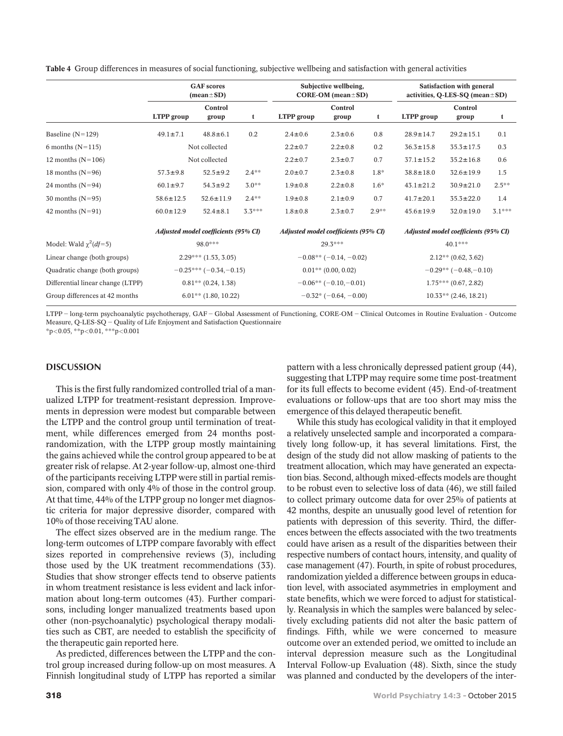**Table 4** Group differences in measures of social functioning, subjective wellbeing and satisfaction with general activities

| | GAF scores (mean±SD) | | | Subjective wellbeing, CORE-OM (mean±SD) | | | Satisfaction with general activities, Q-LES-SQ (mean±SD) | | |
|---|---|---|---|---|---|---|---|---|---|
| | LTPP group | Control group | t | LTPP group | Control group | t | LTPP group | Control group | t |
| Baseline (N=129) | 49.1±7.1 | 48.8±6.1 | 0.2 | 2.4±0.6 | 2.3±0.6 | 0.8 | 28.9±14.7 | 29.2±15.1 | 0.1 |
| 6 months (N=115) | Not collected | | | 2.2±0.7 | 2.2±0.8 | 0.2 | 36.3±15.8 | 35.3±17.5 | 0.3 |
| 12 months (N=106) | Not collected | | | 2.2±0.7 | 2.3±0.7 | 0.7 | 37.1±15.2 | 35.2±16.8 | 0.6 |
| 18 months (N=96) | 57.3±9.8 | 52.5±9.2 | 2.4** | 2.0±0.7 | 2.3±0.8 | 1.8* | 38.8±18.0 | 32.6±19.9 | 1.5 |
| 24 months (N=94) | 60.1±9.7 | 54.3±9.2 | 3.0** | 1.9±0.8 | 2.2±0.8 | 1.6* | 43.1±21.2 | 30.9±21.0 | 2.5** |
| 30 months (N=95) | 58.6±12.5 | 52.6±11.9 | 2.4** | 1.9±0.8 | 2.1±0.9 | 0.7 | 41.7±20.1 | 35.3±22.0 | 1.4 |
| 42 months (N=91) | 60.0±12.9 | 52.4±8.1 | 3.3*** | 1.8±0.8 | 2.3±0.7 | 2.9** | 45.6±19.9 | 32.0±19.0 | 3.1*** |
| | *Adjusted model coefficients (95% CI)* | | | *Adjusted model coefficients (95% CI)* | | | *Adjusted model coefficients (95% CI)* | | |
| Model: Wald $\chi^2(df=5)$ | 98.0*** | | | 29.3*** | | | 40.1*** | | |
| Linear change (both groups) | 2.29*** (1.53, 3.05) | | | −0.08** (−0.14, −0.02) | | | 2.12** (0.62, 3.62) | | |
| Quadratic change (both groups) | −0.25*** (−0.34, −0.15) | | | 0.01** (0.00, 0.02) | | | −0.29** (−0.48, −0.10) | | |
| Differential linear change (LTPP) | 0.81** (0.24, 1.38) | | | −0.06** (−0.10, −0.01) | | | 1.75*** (0.67, 2.82) | | |
| Group differences at 42 months | 6.01** (1.80, 10.22) | | | −0.32* (−0.64, −0.00) | | | 10.33** (2.46, 18.21) | | |

LTPP – long-term psychoanalytic psychotherapy, GAF – Global Assessment of Functioning, CORE-OM – Clinical Outcomes in Routine Evaluation - Outcome Measure, Q-LES-SQ – Quality of Life Enjoyment and Satisfaction Questionnaire

*p<0.05, **p<0.01, ***p<0.001

## DISCUSSION

This is the first fully randomized controlled trial of a manualized LTPP for treatment-resistant depression. Improvements in depression were modest but comparable between the LTPP and the control group until termination of treatment, while differences emerged from 24 months post-randomization, with the LTPP group mostly maintaining the gains achieved while the control group appeared to be at greater risk of relapse. At 2-year follow-up, almost one-third of the participants receiving LTPP were still in partial remission, compared with only 4% of those in the control group. At that time, 44% of the LTPP group no longer met diagnostic criteria for major depressive disorder, compared with 10% of those receiving TAU alone.

The effect sizes observed are in the medium range. The long-term outcomes of LTPP compare favorably with effect sizes reported in comprehensive reviews (3), including those used by the UK treatment recommendations (33). Studies that show stronger effects tend to observe patients in whom treatment resistance is less evident and lack information about long-term outcomes (43). Further comparisons, including longer manualized treatments based upon other (non-psychoanalytic) psychological therapy modalities such as CBT, are needed to establish the specificity of the therapeutic gain reported here.

As predicted, differences between the LTPP and the control group increased during follow-up on most measures. A Finnish longitudinal study of LTPP has reported a similar pattern with a less chronically depressed patient group (44), suggesting that LTPP may require some time post-treatment for its full effects to become evident (45). End-of-treatment evaluations or follow-ups that are too short may miss the emergence of this delayed therapeutic benefit.

While this study has ecological validity in that it employed a relatively unselected sample and incorporated a comparatively long follow-up, it has several limitations. First, the design of the study did not allow masking of patients to the treatment allocation, which may have generated an expectation bias. Second, although mixed-effects models are thought to be robust even to selective loss of data (46), we still failed to collect primary outcome data for over 25% of patients at 42 months, despite an unusually good level of retention for patients with depression of this severity. Third, the differences between the effects associated with the two treatments could have arisen as a result of the disparities between their respective numbers of contact hours, intensity, and quality of case management (47). Fourth, in spite of robust procedures, randomization yielded a difference between groups in education level, with associated asymmetries in employment and state benefits, which we were forced to adjust for statistically. Reanalysis in which the samples were balanced by selectively excluding patients did not alter the basic pattern of findings. Fifth, while we were concerned to measure outcome over an extended period, we omitted to include an interval depression measure such as the Longitudinal Interval Follow-up Evaluation (48). Sixth, since the study was planned and conducted by the developers of the inter-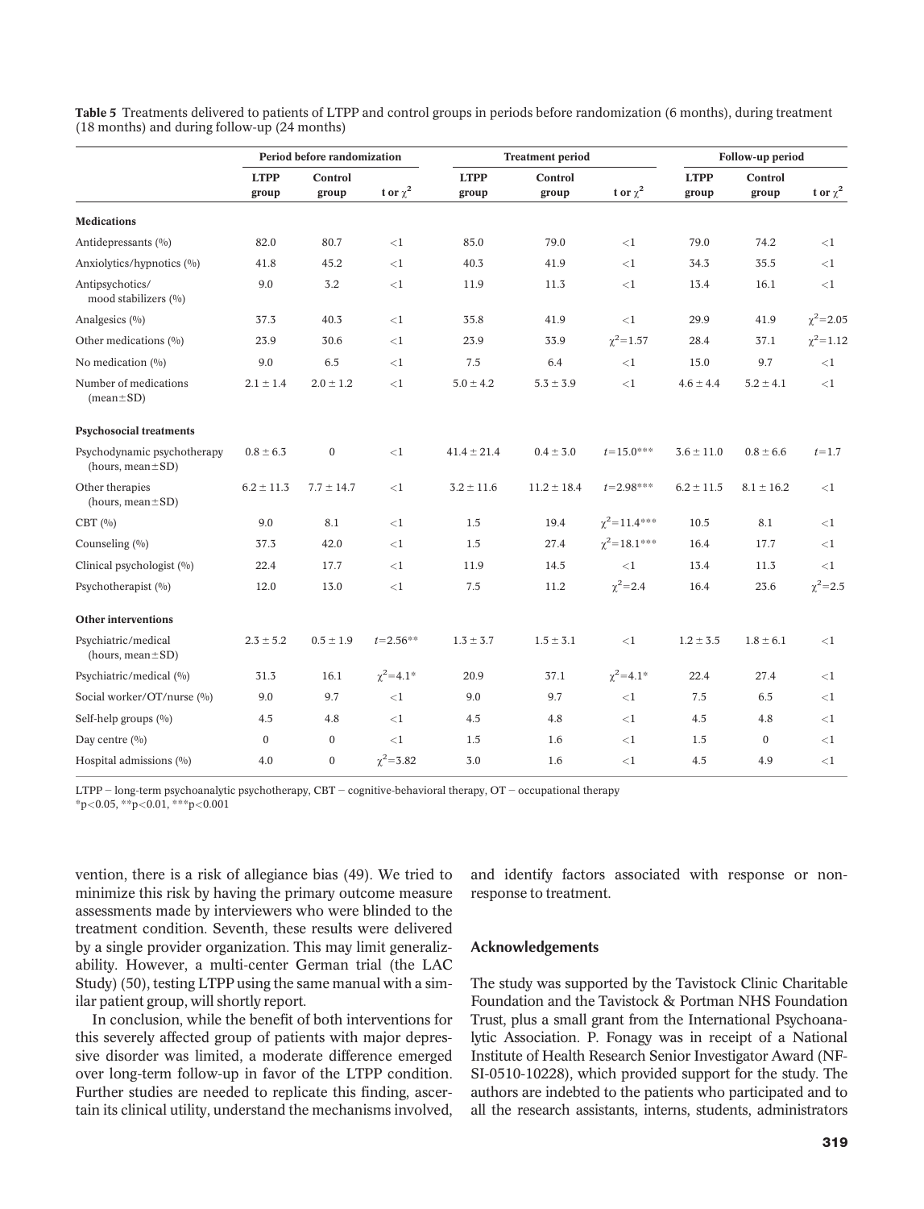**Table 5** Treatments delivered to patients of LTPP and control groups in periods before randomization (6 months), during treatment (18 months) and during follow-up (24 months)

| | Period before randomization | | | Treatment period | | | Follow-up period | | |
|---|---|---|---|---|---|---|---|---|---|
| | LTPP group | Control group | t or $\chi^2$ | LTPP group | Control group | t or $\chi^2$ | LTPP group | Control group | t or $\chi^2$ |
| **Medications** | | | | | | | | | |
| Antidepressants (%) | 82.0 | 80.7 | <1 | 85.0 | 79.0 | <1 | 79.0 | 74.2 | <1 |
| Anxiolytics/hypnotics (%) | 41.8 | 45.2 | <1 | 40.3 | 41.9 | <1 | 34.3 | 35.5 | <1 |
| Antipsychotics/ mood stabilizers (%) | 9.0 | 3.2 | <1 | 11.9 | 11.3 | <1 | 13.4 | 16.1 | <1 |
| Analgesics (%) | 37.3 | 40.3 | <1 | 35.8 | 41.9 | <1 | 29.9 | 41.9 | $\chi^2$=2.05 |
| Other medications (%) | 23.9 | 30.6 | <1 | 23.9 | 33.9 | $\chi^2$=1.57 | 28.4 | 37.1 | $\chi^2$=1.12 |
| No medication (%) | 9.0 | 6.5 | <1 | 7.5 | 6.4 | <1 | 15.0 | 9.7 | <1 |
| Number of medications (mean±SD) | 2.1 ± 1.4 | 2.0 ± 1.2 | <1 | 5.0 ± 4.2 | 5.3 ± 3.9 | <1 | 4.6 ± 4.4 | 5.2 ± 4.1 | <1 |
| **Psychosocial treatments** | | | | | | | | | |
| Psychodynamic psychotherapy (hours, mean±SD) | 0.8 ± 6.3 | 0 | <1 | 41.4 ± 21.4 | 0.4 ± 3.0 | t=15.0*** | 3.6 ± 11.0 | 0.8 ± 6.6 | t=1.7 |
| Other therapies (hours, mean±SD) | 6.2 ± 11.3 | 7.7 ± 14.7 | <1 | 3.2 ± 11.6 | 11.2 ± 18.4 | t=2.98*** | 6.2 ± 11.5 | 8.1 ± 16.2 | <1 |
| CBT (%) | 9.0 | 8.1 | <1 | 1.5 | 19.4 | $\chi^2$=11.4*** | 10.5 | 8.1 | <1 |
| Counseling (%) | 37.3 | 42.0 | <1 | 1.5 | 27.4 | $\chi^2$=18.1*** | 16.4 | 17.7 | <1 |
| Clinical psychologist (%) | 22.4 | 17.7 | <1 | 11.9 | 14.5 | <1 | 13.4 | 11.3 | <1 |
| Psychotherapist (%) | 12.0 | 13.0 | <1 | 7.5 | 11.2 | $\chi^2$=2.4 | 16.4 | 23.6 | $\chi^2$=2.5 |
| **Other interventions** | | | | | | | | | |
| Psychiatric/medical (hours, mean±SD) | 2.3 ± 5.2 | 0.5 ± 1.9 | t=2.56** | 1.3 ± 3.7 | 1.5 ± 3.1 | <1 | 1.2 ± 3.5 | 1.8 ± 6.1 | <1 |
| Psychiatric/medical (%) | 31.3 | 16.1 | $\chi^2$=4.1* | 20.9 | 37.1 | $\chi^2$=4.1* | 22.4 | 27.4 | <1 |
| Social worker/OT/nurse (%) | 9.0 | 9.7 | <1 | 9.0 | 9.7 | <1 | 7.5 | 6.5 | <1 |
| Self-help groups (%) | 4.5 | 4.8 | <1 | 4.5 | 4.8 | <1 | 4.5 | 4.8 | <1 |
| Day centre (%) | 0 | 0 | <1 | 1.5 | 1.6 | <1 | 1.5 | 0 | <1 |
| Hospital admissions (%) | 4.0 | 0 | $\chi^2$=3.82 | 3.0 | 1.6 | <1 | 4.5 | 4.9 | <1 |

LTPP – long-term psychoanalytic psychotherapy, CBT – cognitive-behavioral therapy, OT – occupational therapy
*p<0.05, **p<0.01, ***p<0.001

vention, there is a risk of allegiance bias (49). We tried to minimize this risk by having the primary outcome measure assessments made by interviewers who were blinded to the treatment condition. Seventh, these results were delivered by a single provider organization. This may limit generalizability. However, a multi-center German trial (the LAC Study) (50), testing LTPP using the same manual with a similar patient group, will shortly report.

In conclusion, while the benefit of both interventions for this severely affected group of patients with major depressive disorder was limited, a moderate difference emerged over long-term follow-up in favor of the LTPP condition. Further studies are needed to replicate this finding, ascertain its clinical utility, understand the mechanisms involved, and identify factors associated with response or non-response to treatment.

## Acknowledgements

The study was supported by the Tavistock Clinic Charitable Foundation and the Tavistock & Portman NHS Foundation Trust, plus a small grant from the International Psychoanalytic Association. P. Fonagy was in receipt of a National Institute of Health Research Senior Investigator Award (NF-SI-0510-10228), which provided support for the study. The authors are indebted to the patients who participated and to all the research assistants, interns, students, administrators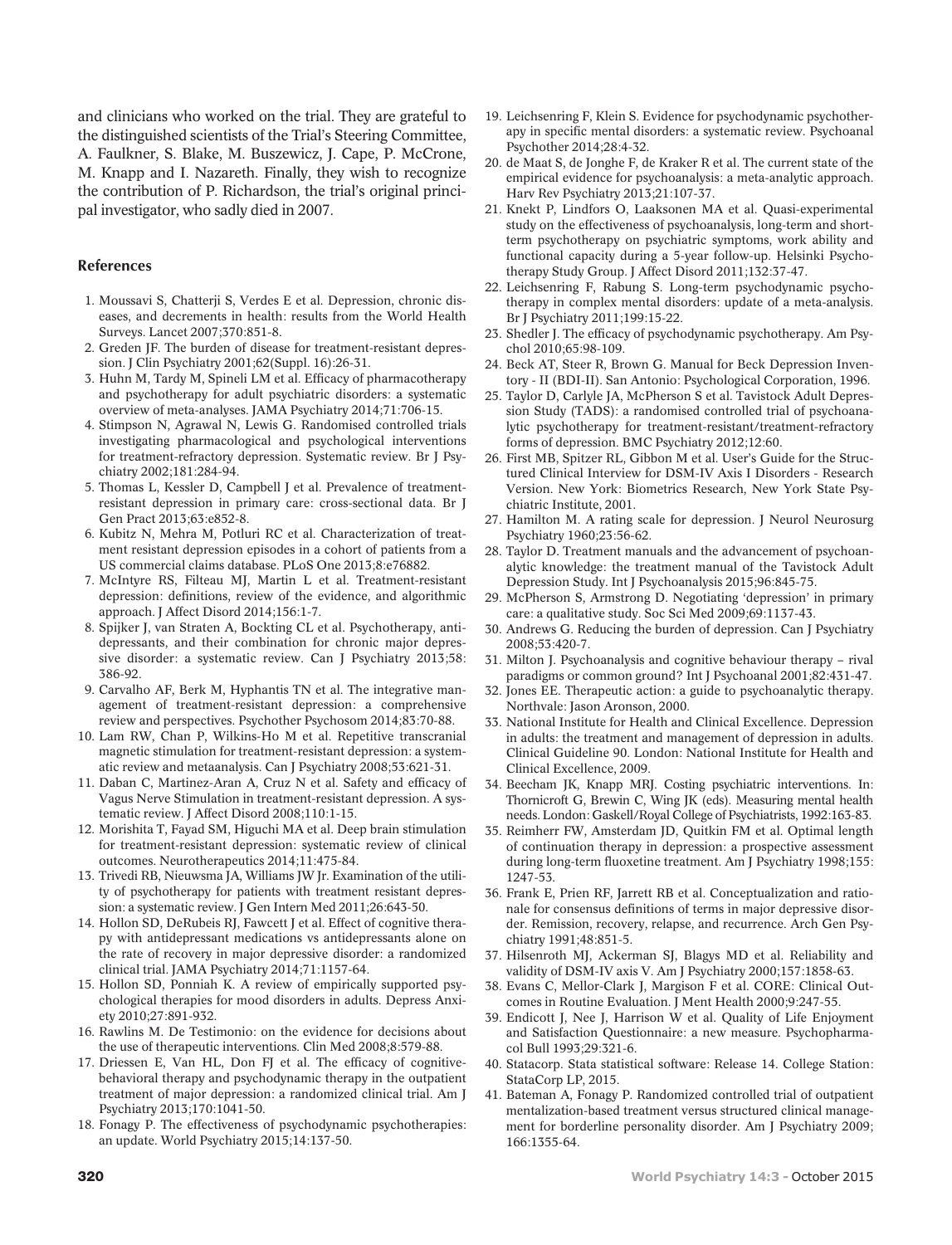and clinicians who worked on the trial. They are grateful to the distinguished scientists of the Trial's Steering Committee, A. Faulkner, S. Blake, M. Buszewicz, J. Cape, P. McCrone, M. Knapp and I. Nazareth. Finally, they wish to recognize the contribution of P. Richardson, the trial's original principal investigator, who sadly died in 2007.

## References

1. Moussavi S, Chatterji S, Verdes E et al. Depression, chronic diseases, and decrements in health: results from the World Health Surveys. Lancet 2007;370:851-8.
2. Greden JF. The burden of disease for treatment-resistant depression. J Clin Psychiatry 2001;62(Suppl. 16):26-31.
3. Huhn M, Tardy M, Spineli LM et al. Efficacy of pharmacotherapy and psychotherapy for adult psychiatric disorders: a systematic overview of meta-analyses. JAMA Psychiatry 2014;71:706-15.
4. Stimpson N, Agrawal N, Lewis G. Randomised controlled trials investigating pharmacological and psychological interventions for treatment-refractory depression. Systematic review. Br J Psychiatry 2002;181:284-94.
5. Thomas L, Kessler D, Campbell J et al. Prevalence of treatment-resistant depression in primary care: cross-sectional data. Br J Gen Pract 2013;63:e852-8.
6. Kubitz N, Mehra M, Potluri RC et al. Characterization of treatment resistant depression episodes in a cohort of patients from a US commercial claims database. PLoS One 2013;8:e76882.
7. McIntyre RS, Filteau MJ, Martin L et al. Treatment-resistant depression: definitions, review of the evidence, and algorithmic approach. J Affect Disord 2014;156:1-7.
8. Spijker J, van Straten A, Bockting CL et al. Psychotherapy, antidepressants, and their combination for chronic major depressive disorder: a systematic review. Can J Psychiatry 2013;58: 386-92.
9. Carvalho AF, Berk M, Hyphantis TN et al. The integrative management of treatment-resistant depression: a comprehensive review and perspectives. Psychother Psychosom 2014;83:70-88.
10. Lam RW, Chan P, Wilkins-Ho M et al. Repetitive transcranial magnetic stimulation for treatment-resistant depression: a systematic review and metaanalysis. Can J Psychiatry 2008;53:621-31.
11. Daban C, Martinez-Aran A, Cruz N et al. Safety and efficacy of Vagus Nerve Stimulation in treatment-resistant depression. A systematic review. J Affect Disord 2008;110:1-15.
12. Morishita T, Fayad SM, Higuchi MA et al. Deep brain stimulation for treatment-resistant depression: systematic review of clinical outcomes. Neurotherapeutics 2014;11:475-84.
13. Trivedi RB, Nieuwsma JA, Williams JW Jr. Examination of the utility of psychotherapy for patients with treatment resistant depression: a systematic review. J Gen Intern Med 2011;26:643-50.
14. Hollon SD, DeRubeis RJ, Fawcett J et al. Effect of cognitive therapy with antidepressant medications vs antidepressants alone on the rate of recovery in major depressive disorder: a randomized clinical trial. JAMA Psychiatry 2014;71:1157-64.
15. Hollon SD, Ponniah K. A review of empirically supported psychological therapies for mood disorders in adults. Depress Anxiety 2010;27:891-932.
16. Rawlins M. De Testimonio: on the evidence for decisions about the use of therapeutic interventions. Clin Med 2008;8:579-88.
17. Driessen E, Van HL, Don FJ et al. The efficacy of cognitive-behavioral therapy and psychodynamic therapy in the outpatient treatment of major depression: a randomized clinical trial. Am J Psychiatry 2013;170:1041-50.
18. Fonagy P. The effectiveness of psychodynamic psychotherapies: an update. World Psychiatry 2015;14:137-50.
19. Leichsenring F, Klein S. Evidence for psychodynamic psychotherapy in specific mental disorders: a systematic review. Psychoanal Psychother 2014;28:4-32.
20. de Maat S, de Jonghe F, de Kraker R et al. The current state of the empirical evidence for psychoanalysis: a meta-analytic approach. Harv Rev Psychiatry 2013;21:107-37.
21. Knekt P, Lindfors O, Laaksonen MA et al. Quasi-experimental study on the effectiveness of psychoanalysis, long-term and short-term psychotherapy on psychiatric symptoms, work ability and functional capacity during a 5-year follow-up. Helsinki Psychotherapy Study Group. J Affect Disord 2011;132:37-47.
22. Leichsenring F, Rabung S. Long-term psychodynamic psychotherapy in complex mental disorders: update of a meta-analysis. Br J Psychiatry 2011;199:15-22.
23. Shedler J. The efficacy of psychodynamic psychotherapy. Am Psychol 2010;65:98-109.
24. Beck AT, Steer R, Brown G. Manual for Beck Depression Inventory - II (BDI-II). San Antonio: Psychological Corporation, 1996.
25. Taylor D, Carlyle JA, McPherson S et al. Tavistock Adult Depression Study (TADS): a randomised controlled trial of psychoanalytic psychotherapy for treatment-resistant/treatment-refractory forms of depression. BMC Psychiatry 2012;12:60.
26. First MB, Spitzer RL, Gibbon M et al. User's Guide for the Structured Clinical Interview for DSM-IV Axis I Disorders - Research Version. New York: Biometrics Research, New York State Psychiatric Institute, 2001.
27. Hamilton M. A rating scale for depression. J Neurol Neurosurg Psychiatry 1960;23:56-62.
28. Taylor D. Treatment manuals and the advancement of psychoanalytic knowledge: the treatment manual of the Tavistock Adult Depression Study. Int J Psychoanalysis 2015;96:845-75.
29. McPherson S, Armstrong D. Negotiating 'depression' in primary care: a qualitative study. Soc Sci Med 2009;69:1137-43.
30. Andrews G. Reducing the burden of depression. Can J Psychiatry 2008;53:420-7.
31. Milton J. Psychoanalysis and cognitive behaviour therapy – rival paradigms or common ground? Int J Psychoanal 2001;82:431-47.
32. Jones EE. Therapeutic action: a guide to psychoanalytic therapy. Northvale: Jason Aronson, 2000.
33. National Institute for Health and Clinical Excellence. Depression in adults: the treatment and management of depression in adults. Clinical Guideline 90. London: National Institute for Health and Clinical Excellence, 2009.
34. Beecham JK, Knapp MRJ. Costing psychiatric interventions. In: Thornicroft G, Brewin C, Wing JK (eds). Measuring mental health needs. London: Gaskell/Royal College of Psychiatrists, 1992:163-83.
35. Reimherr FW, Amsterdam JD, Quitkin FM et al. Optimal length of continuation therapy in depression: a prospective assessment during long-term fluoxetine treatment. Am J Psychiatry 1998;155: 1247-53.
36. Frank E, Prien RF, Jarrett RB et al. Conceptualization and rationale for consensus definitions of terms in major depressive disorder. Remission, recovery, relapse, and recurrence. Arch Gen Psychiatry 1991;48:851-5.
37. Hilsenroth MJ, Ackerman SJ, Blagys MD et al. Reliability and validity of DSM-IV axis V. Am J Psychiatry 2000;157:1858-63.
38. Evans C, Mellor-Clark J, Margison F et al. CORE: Clinical Outcomes in Routine Evaluation. J Ment Health 2000;9:247-55.
39. Endicott J, Nee J, Harrison W et al. Quality of Life Enjoyment and Satisfaction Questionnaire: a new measure. Psychopharmacol Bull 1993;29:321-6.
40. Statacorp. Stata statistical software: Release 14. College Station: StataCorp LP, 2015.
41. Bateman A, Fonagy P. Randomized controlled trial of outpatient mentalization-based treatment versus structured clinical management for borderline personality disorder. Am J Psychiatry 2009; 166:1355-64.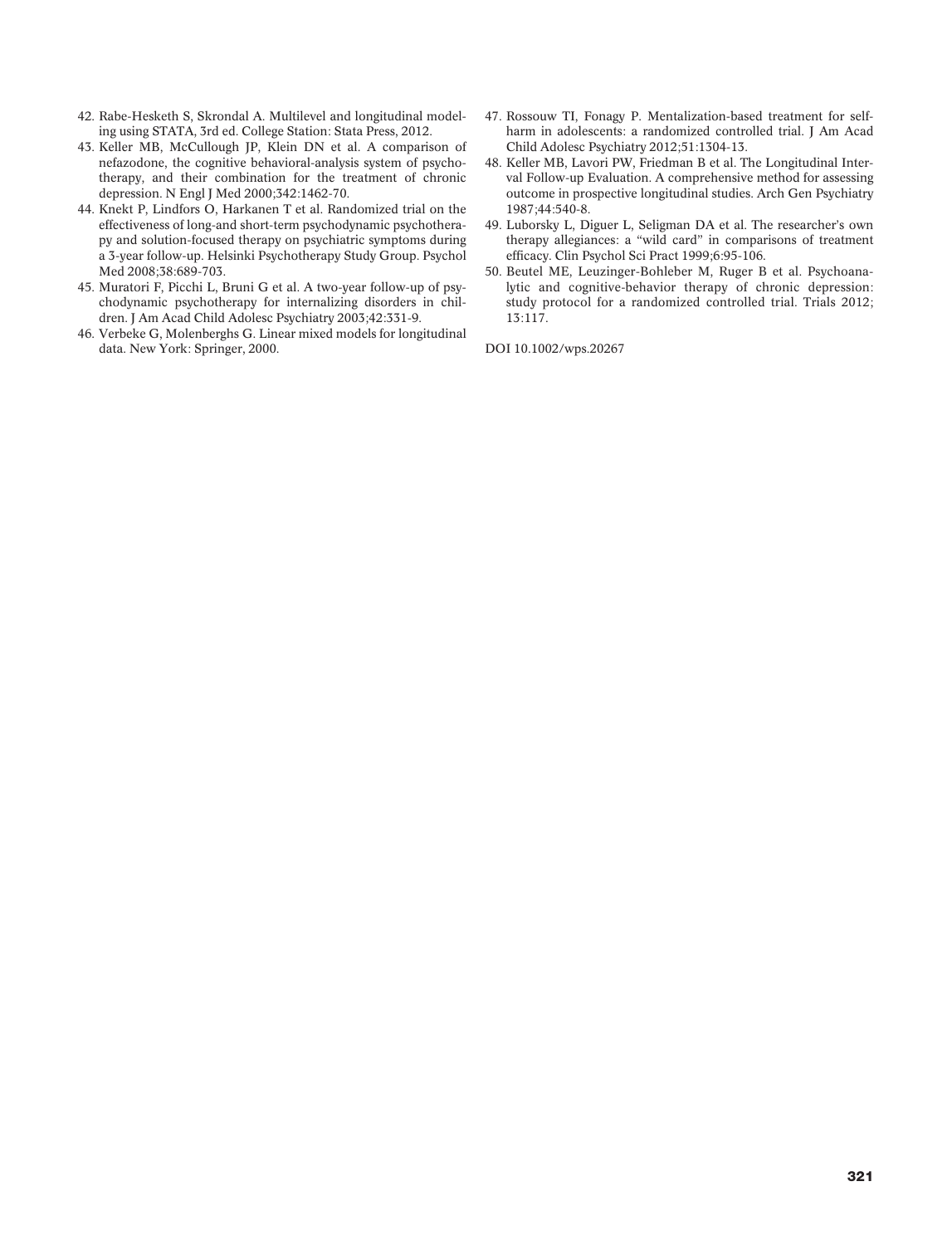42. Rabe-Hesketh S, Skrondal A. Multilevel and longitudinal modeling using STATA, 3rd ed. College Station: Stata Press, 2012.
43. Keller MB, McCullough JP, Klein DN et al. A comparison of nefazodone, the cognitive behavioral-analysis system of psychotherapy, and their combination for the treatment of chronic depression. N Engl J Med 2000;342:1462-70.
44. Knekt P, Lindfors O, Harkanen T et al. Randomized trial on the effectiveness of long-and short-term psychodynamic psychotherapy and solution-focused therapy on psychiatric symptoms during a 3-year follow-up. Helsinki Psychotherapy Study Group. Psychol Med 2008;38:689-703.
45. Muratori F, Picchi L, Bruni G et al. A two-year follow-up of psychodynamic psychotherapy for internalizing disorders in children. J Am Acad Child Adolesc Psychiatry 2003;42:331-9.
46. Verbeke G, Molenberghs G. Linear mixed models for longitudinal data. New York: Springer, 2000.
47. Rossouw TI, Fonagy P. Mentalization-based treatment for self-harm in adolescents: a randomized controlled trial. J Am Acad Child Adolesc Psychiatry 2012;51:1304-13.
48. Keller MB, Lavori PW, Friedman B et al. The Longitudinal Interval Follow-up Evaluation. A comprehensive method for assessing outcome in prospective longitudinal studies. Arch Gen Psychiatry 1987;44:540-8.
49. Luborsky L, Diguer L, Seligman DA et al. The researcher's own therapy allegiances: a "wild card" in comparisons of treatment efficacy. Clin Psychol Sci Pract 1999;6:95-106.
50. Beutel ME, Leuzinger-Bohleber M, Ruger B et al. Psychoanalytic and cognitive-behavior therapy of chronic depression: study protocol for a randomized controlled trial. Trials 2012; 13:117.

DOI 10.1002/wps.20267